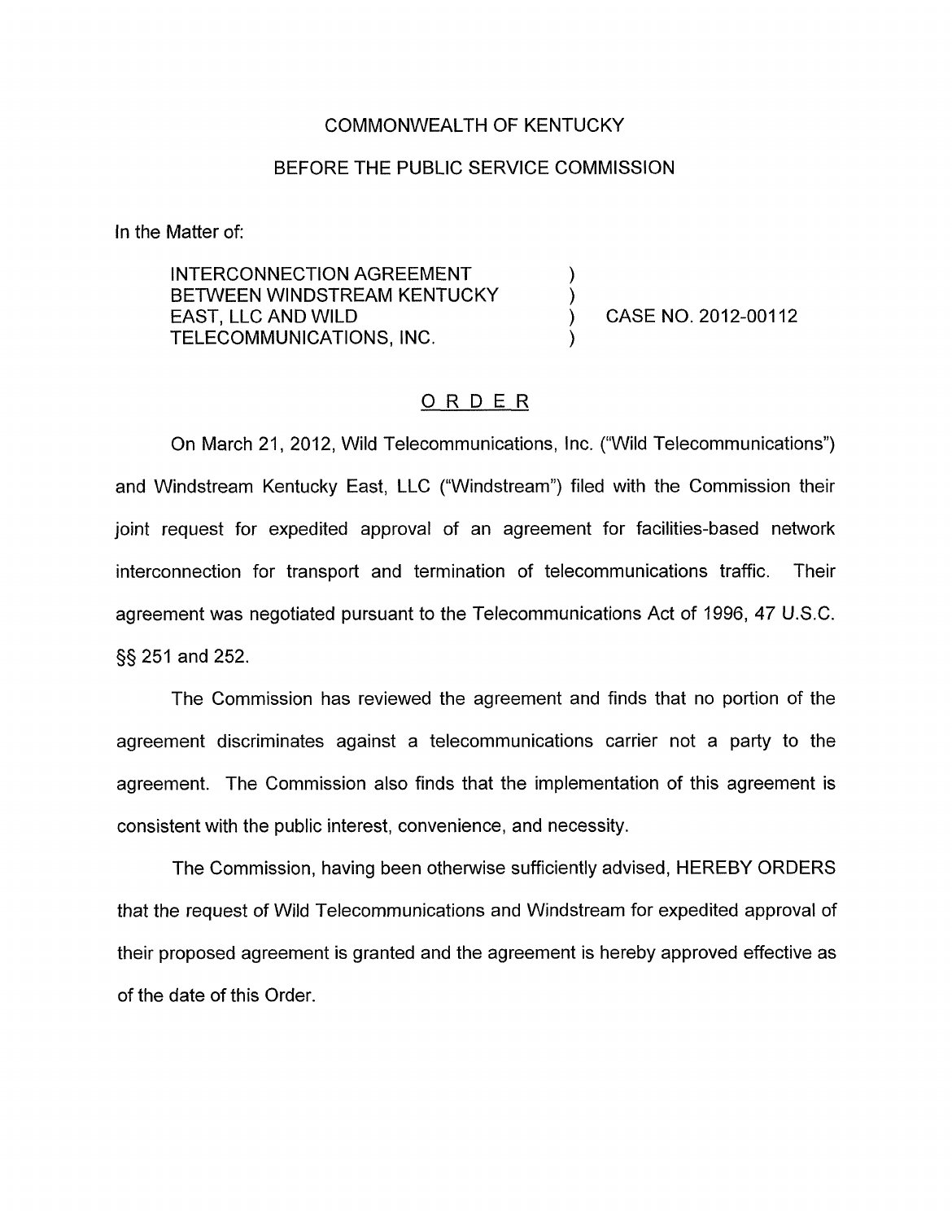COMMONWEALTH OF KENTUCKY

BEFORE THE PUBLIC SERVICE COMMISSION

In the Matter of:

| | | |
|---|---|---|
| INTERCONNECTION AGREEMENT BETWEEN WINDSTREAM KENTUCKY EAST, LLC AND WILD TELECOMMUNICATIONS, INC. | ) ) ) ) | CASE NO. 2012-00112 |

## ORDER

On March 21, 2012, Wild Telecommunications, Inc. ("Wild Telecommunications") and Windstream Kentucky East, LLC ("Windstream") filed with the Commission their joint request for expedited approval of an agreement for facilities-based network interconnection for transport and termination of telecommunications traffic. Their agreement was negotiated pursuant to the Telecommunications Act of 1996, 47 U.S.C. §§ 251 and 252.

The Commission has reviewed the agreement and finds that no portion of the agreement discriminates against a telecommunications carrier not a party to the agreement. The Commission also finds that the implementation of this agreement is consistent with the public interest, convenience, and necessity.

The Commission, having been otherwise sufficiently advised, HEREBY ORDERS that the request of Wild Telecommunications and Windstream for expedited approval of their proposed agreement is granted and the agreement is hereby approved effective as of the date of this Order.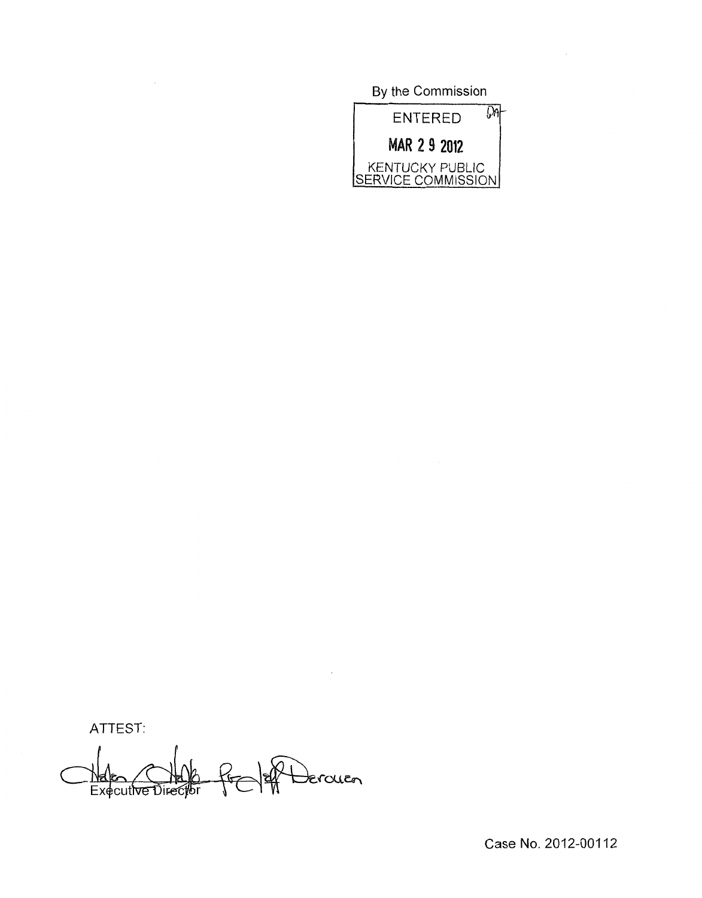By the Commission

ENTERED

MAR 29 2012

KENTUCKY PUBLIC SERVICE COMMISSION

ATTEST:

Executive Director

Case No. 2012-00112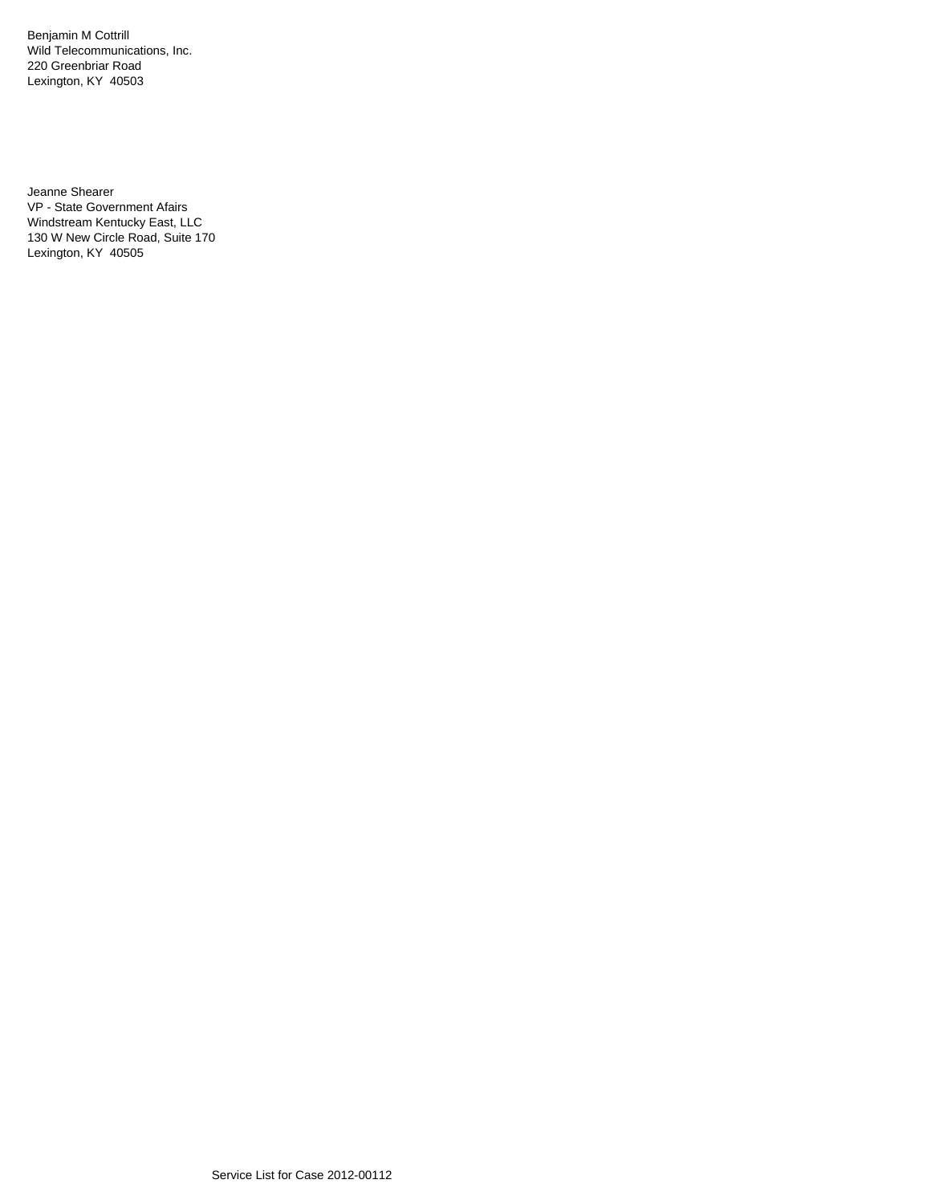Benjamin M Cottrill
Wild Telecommunications, Inc.
220 Greenbriar Road
Lexington, KY 40503

Jeanne Shearer
VP - State Government Afairs
Windstream Kentucky East, LLC
130 W New Circle Road, Suite 170
Lexington, KY 40505